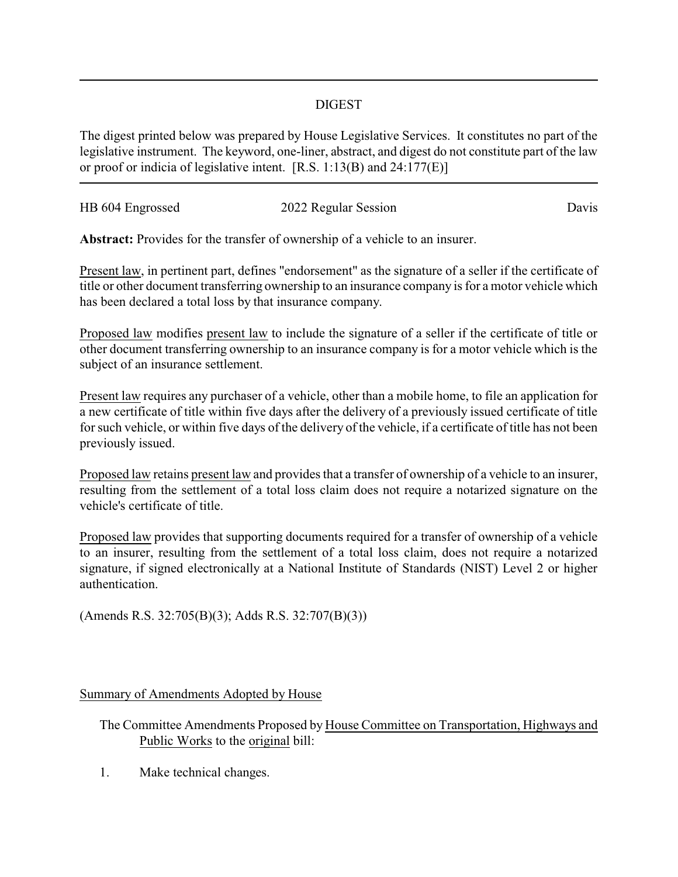## DIGEST

The digest printed below was prepared by House Legislative Services. It constitutes no part of the legislative instrument. The keyword, one-liner, abstract, and digest do not constitute part of the law or proof or indicia of legislative intent. [R.S. 1:13(B) and 24:177(E)]

---

HB 604 Engrossed | 2022 Regular Session | Davis

**Abstract:** Provides for the transfer of ownership of a vehicle to an insurer.

Present law, in pertinent part, defines "endorsement" as the signature of a seller if the certificate of title or other document transferring ownership to an insurance company is for a motor vehicle which has been declared a total loss by that insurance company.

Proposed law modifies present law to include the signature of a seller if the certificate of title or other document transferring ownership to an insurance company is for a motor vehicle which is the subject of an insurance settlement.

Present law requires any purchaser of a vehicle, other than a mobile home, to file an application for a new certificate of title within five days after the delivery of a previously issued certificate of title for such vehicle, or within five days of the delivery of the vehicle, if a certificate of title has not been previously issued.

Proposed law retains present law and provides that a transfer of ownership of a vehicle to an insurer, resulting from the settlement of a total loss claim does not require a notarized signature on the vehicle's certificate of title.

Proposed law provides that supporting documents required for a transfer of ownership of a vehicle to an insurer, resulting from the settlement of a total loss claim, does not require a notarized signature, if signed electronically at a National Institute of Standards (NIST) Level 2 or higher authentication.

(Amends R.S. 32:705(B)(3); Adds R.S. 32:707(B)(3))

Summary of Amendments Adopted by House

The Committee Amendments Proposed by House Committee on Transportation, Highways and Public Works to the original bill:

1. Make technical changes.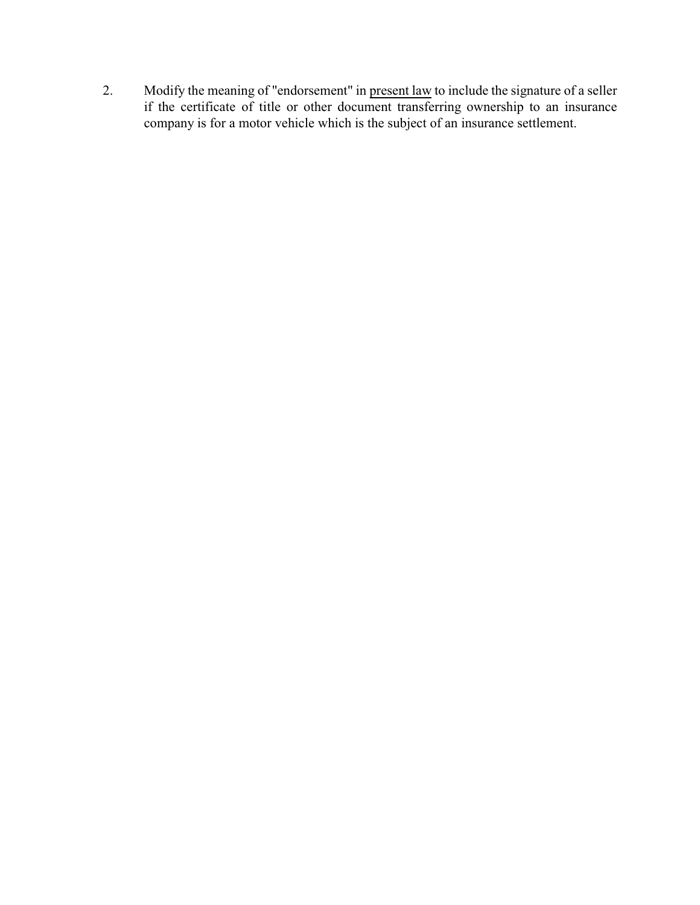2. Modify the meaning of "endorsement" in <u>present law</u> to include the signature of a seller if the certificate of title or other document transferring ownership to an insurance company is for a motor vehicle which is the subject of an insurance settlement.